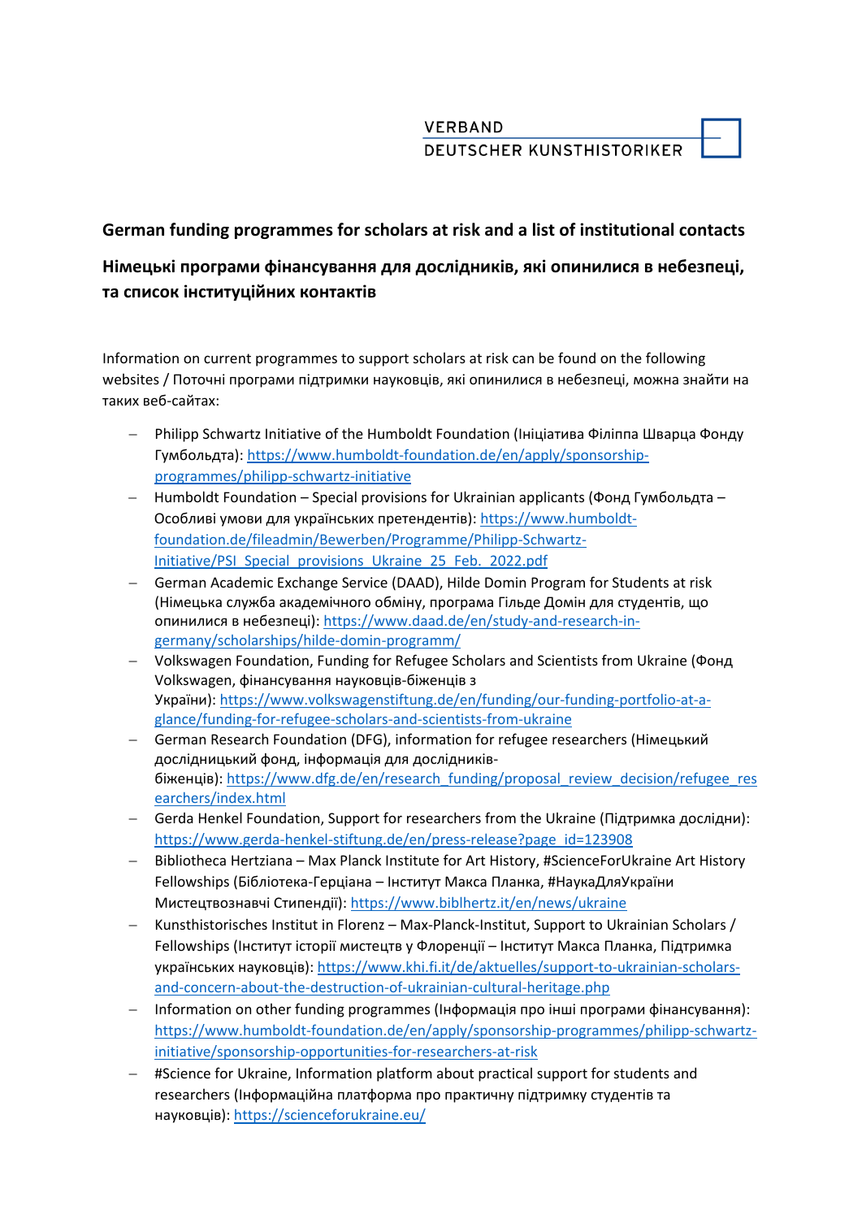VERBAND
DEUTSCHER KUNSTHISTORIKER

## German funding programmes for scholars at risk and a list of institutional contacts

## Німецькі програми фінансування для дослідників, які опинилися в небезпеці, та список інституційних контактів

Information on current programmes to support scholars at risk can be found on the following websites / Поточні програми підтримки науковців, які опинилися в небезпеці, можна знайти на таких веб-сайтах:

- Philipp Schwartz Initiative of the Humboldt Foundation (Ініціатива Філіппа Шварца Фонду Гумбольдта): https://www.humboldt-foundation.de/en/apply/sponsorship-programmes/philipp-schwartz-initiative
- Humboldt Foundation – Special provisions for Ukrainian applicants (Фонд Гумбольдта – Особливі умови для українських претендентів): https://www.humboldt-foundation.de/fileadmin/Bewerben/Programme/Philipp-Schwartz-Initiative/PSI_Special_provisions_Ukraine_25_Feb._2022.pdf
- German Academic Exchange Service (DAAD), Hilde Domin Program for Students at risk (Німецька служба академічного обміну, програма Гільде Домін для студентів, що опинилися в небезпеці): https://www.daad.de/en/study-and-research-in-germany/scholarships/hilde-domin-programm/
- Volkswagen Foundation, Funding for Refugee Scholars and Scientists from Ukraine (Фонд Volkswagen, фінансування науковців-біженців з України): https://www.volkswagenstiftung.de/en/funding/our-funding-portfolio-at-a-glance/funding-for-refugee-scholars-and-scientists-from-ukraine
- German Research Foundation (DFG), information for refugee researchers (Німецький дослідницький фонд, інформація для дослідників-біженців): https://www.dfg.de/en/research_funding/proposal_review_decision/refugee_researchers/index.html
- Gerda Henkel Foundation, Support for researchers from the Ukraine (Підтримка дослідни): https://www.gerda-henkel-stiftung.de/en/press-release?page_id=123908
- Bibliotheca Hertziana – Max Planck Institute for Art History, #ScienceForUkraine Art History Fellowships (Бібліотека-Герціана – Інститут Макса Планка, #НаукаДляУкраїни Мистецтвознавчі Стипендії): https://www.biblhertz.it/en/news/ukraine
- Kunsthistorisches Institut in Florenz – Max-Planck-Institut, Support to Ukrainian Scholars / Fellowships (Інститут історії мистецтв у Флоренції – Інститут Макса Планка, Підтримка українських науковців): https://www.khi.fi.it/de/aktuelles/support-to-ukrainian-scholars-and-concern-about-the-destruction-of-ukrainian-cultural-heritage.php
- Information on other funding programmes (Інформація про інші програми фінансування): https://www.humboldt-foundation.de/en/apply/sponsorship-programmes/philipp-schwartz-initiative/sponsorship-opportunities-for-researchers-at-risk
- #Science for Ukraine, Information platform about practical support for students and researchers (Інформаційна платформа про практичну підтримку студентів та науковців): https://scienceforukraine.eu/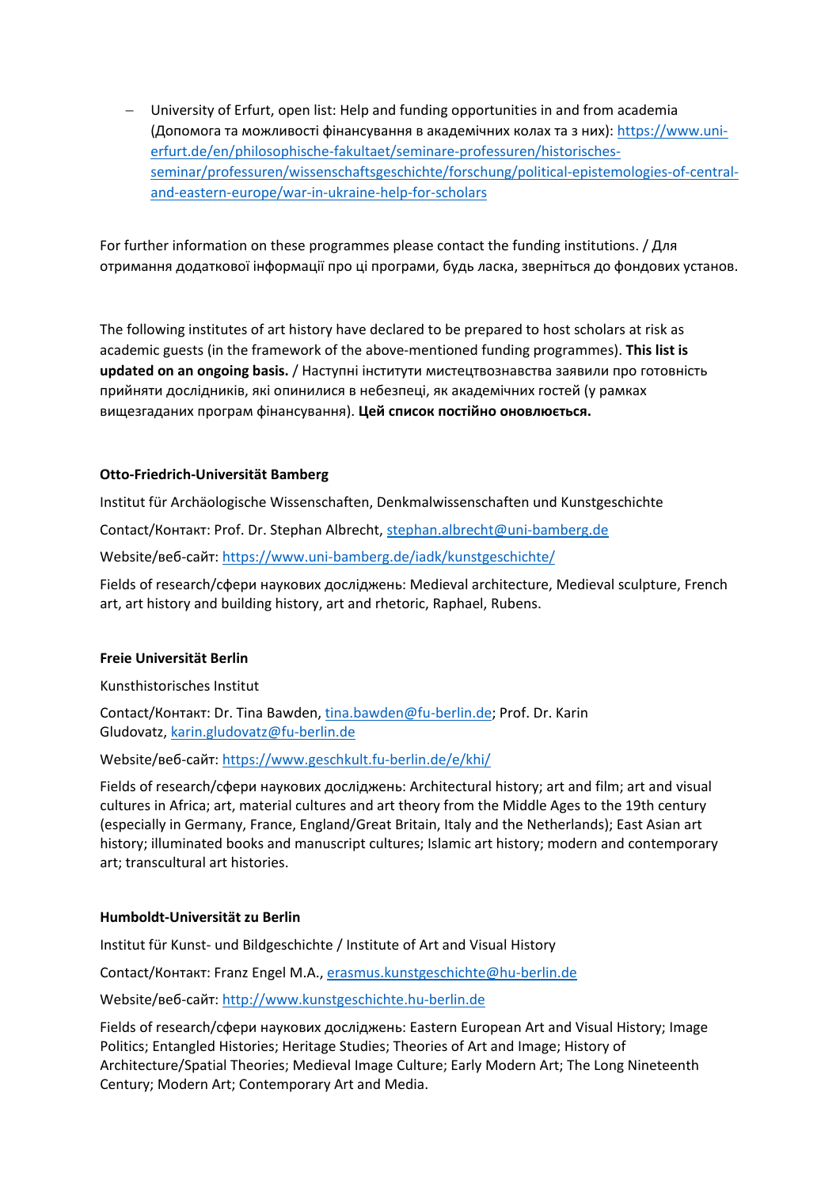- University of Erfurt, open list: Help and funding opportunities in and from academia (Допомога та можливості фінансування в академічних колах та з них): [https://www.uni-erfurt.de/en/philosophische-fakultaet/seminare-professuren/historisches-seminar/professuren/wissenschaftsgeschichte/forschung/political-epistemologies-of-central-and-eastern-europe/war-in-ukraine-help-for-scholars](https://www.uni-erfurt.de/en/philosophische-fakultaet/seminare-professuren/historisches-seminar/professuren/wissenschaftsgeschichte/forschung/political-epistemologies-of-central-and-eastern-europe/war-in-ukraine-help-for-scholars)

For further information on these programmes please contact the funding institutions. / Для отримання додаткової інформації про ці програми, будь ласка, зверніться до фондових установ.

The following institutes of art history have declared to be prepared to host scholars at risk as academic guests (in the framework of the above-mentioned funding programmes). **This list is updated on an ongoing basis.** / Наступні інститути мистецтвознавства заявили про готовність прийняти дослідників, які опинилися в небезпеці, як академічних гостей (у рамках вищезгаданих програм фінансування). **Цей список постійно оновлюється.**

**Otto-Friedrich-Universität Bamberg**

Institut für Archäologische Wissenschaften, Denkmalwissenschaften und Kunstgeschichte

Contact/Контакт: Prof. Dr. Stephan Albrecht, stephan.albrecht@uni-bamberg.de

Website/веб-сайт: [https://www.uni-bamberg.de/iadk/kunstgeschichte/](https://www.uni-bamberg.de/iadk/kunstgeschichte/)

Fields of research/сфери наукових досліджень: Medieval architecture, Medieval sculpture, French art, art history and building history, art and rhetoric, Raphael, Rubens.

**Freie Universität Berlin**

Kunsthistorisches Institut

Contact/Контакт: Dr. Tina Bawden, tina.bawden@fu-berlin.de; Prof. Dr. Karin Gludovatz, karin.gludovatz@fu-berlin.de

Website/веб-сайт: [https://www.geschkult.fu-berlin.de/e/khi/](https://www.geschkult.fu-berlin.de/e/khi/)

Fields of research/сфери наукових досліджень: Architectural history; art and film; art and visual cultures in Africa; art, material cultures and art theory from the Middle Ages to the 19th century (especially in Germany, France, England/Great Britain, Italy and the Netherlands); East Asian art history; illuminated books and manuscript cultures; Islamic art history; modern and contemporary art; transcultural art histories.

**Humboldt-Universität zu Berlin**

Institut für Kunst- und Bildgeschichte / Institute of Art and Visual History

Contact/Контакт: Franz Engel M.A., erasmus.kunstgeschichte@hu-berlin.de

Website/веб-сайт: [http://www.kunstgeschichte.hu-berlin.de](http://www.kunstgeschichte.hu-berlin.de)

Fields of research/сфери наукових досліджень: Eastern European Art and Visual History; Image Politics; Entangled Histories; Heritage Studies; Theories of Art and Image; History of Architecture/Spatial Theories; Medieval Image Culture; Early Modern Art; The Long Nineteenth Century; Modern Art; Contemporary Art and Media.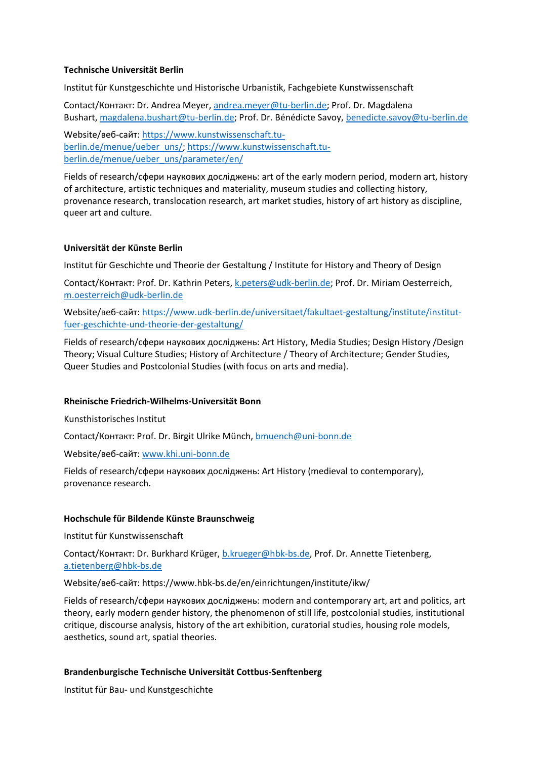**Technische Universität Berlin**

Institut für Kunstgeschichte und Historische Urbanistik, Fachgebiete Kunstwissenschaft

Contact/Контакт: Dr. Andrea Meyer, andrea.meyer@tu-berlin.de; Prof. Dr. Magdalena Bushart, magdalena.bushart@tu-berlin.de; Prof. Dr. Bénédicte Savoy, benedicte.savoy@tu-berlin.de

Website/веб-сайт: https://www.kunstwissenschaft.tu-berlin.de/menue/ueber_uns/; https://www.kunstwissenschaft.tu-berlin.de/menue/ueber_uns/parameter/en/

Fields of research/сфери наукових досліджень: art of the early modern period, modern art, history of architecture, artistic techniques and materiality, museum studies and collecting history, provenance research, translocation research, art market studies, history of art history as discipline, queer art and culture.

**Universität der Künste Berlin**

Institut für Geschichte und Theorie der Gestaltung / Institute for History and Theory of Design

Contact/Контакт: Prof. Dr. Kathrin Peters, k.peters@udk-berlin.de; Prof. Dr. Miriam Oesterreich, m.oesterreich@udk-berlin.de

Website/веб-сайт: https://www.udk-berlin.de/universitaet/fakultaet-gestaltung/institute/institut-fuer-geschichte-und-theorie-der-gestaltung/

Fields of research/сфери наукових досліджень: Art History, Media Studies; Design History /Design Theory; Visual Culture Studies; History of Architecture / Theory of Architecture; Gender Studies, Queer Studies and Postcolonial Studies (with focus on arts and media).

**Rheinische Friedrich-Wilhelms-Universität Bonn**

Kunsthistorisches Institut

Contact/Контакт: Prof. Dr. Birgit Ulrike Münch, bmuench@uni-bonn.de

Website/веб-сайт: www.khi.uni-bonn.de

Fields of research/сфери наукових досліджень: Art History (medieval to contemporary), provenance research.

**Hochschule für Bildende Künste Braunschweig**

Institut für Kunstwissenschaft

Contact/Контакт: Dr. Burkhard Krüger, b.krueger@hbk-bs.de, Prof. Dr. Annette Tietenberg, a.tietenberg@hbk-bs.de

Website/веб-сайт: https://www.hbk-bs.de/en/einrichtungen/institute/ikw/

Fields of research/сфери наукових досліджень: modern and contemporary art, art and politics, art theory, early modern gender history, the phenomenon of still life, postcolonial studies, institutional critique, discourse analysis, history of the art exhibition, curatorial studies, housing role models, aesthetics, sound art, spatial theories.

**Brandenburgische Technische Universität Cottbus-Senftenberg**

Institut für Bau- und Kunstgeschichte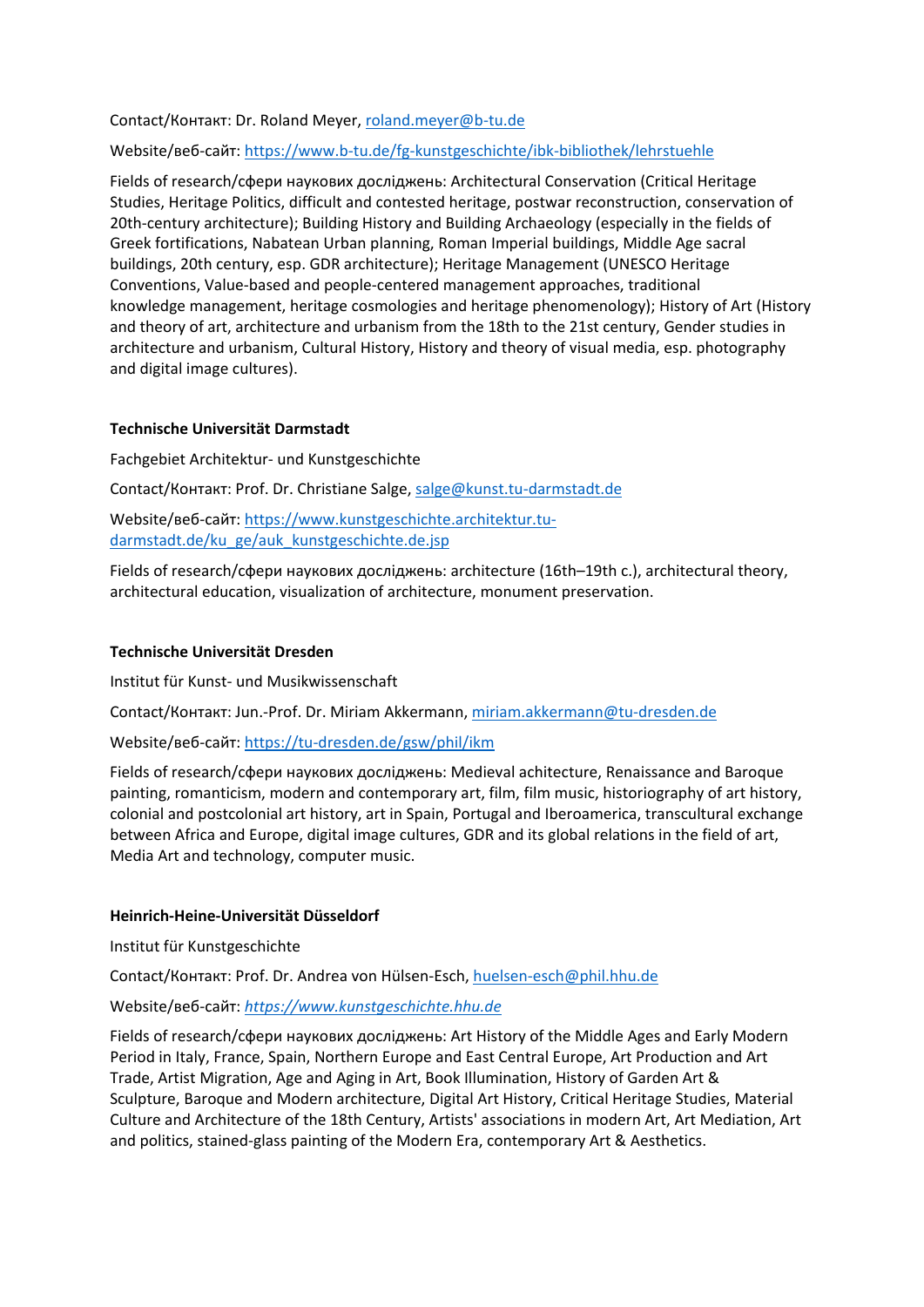Contact/Контакт: Dr. Roland Meyer, roland.meyer@b-tu.de

Website/веб-сайт: https://www.b-tu.de/fg-kunstgeschichte/ibk-bibliothek/lehrstuehle

Fields of research/сфери наукових досліджень: Architectural Conservation (Critical Heritage Studies, Heritage Politics, difficult and contested heritage, postwar reconstruction, conservation of 20th-century architecture); Building History and Building Archaeology (especially in the fields of Greek fortifications, Nabatean Urban planning, Roman Imperial buildings, Middle Age sacral buildings, 20th century, esp. GDR architecture); Heritage Management (UNESCO Heritage Conventions, Value-based and people-centered management approaches, traditional knowledge management, heritage cosmologies and heritage phenomenology); History of Art (History and theory of art, architecture and urbanism from the 18th to the 21st century, Gender studies in architecture and urbanism, Cultural History, History and theory of visual media, esp. photography and digital image cultures).

**Technische Universität Darmstadt**

Fachgebiet Architektur- und Kunstgeschichte

Contact/Контакт: Prof. Dr. Christiane Salge, salge@kunst.tu-darmstadt.de

Website/веб-сайт: https://www.kunstgeschichte.architektur.tu-darmstadt.de/ku_ge/auk_kunstgeschichte.de.jsp

Fields of research/сфери наукових досліджень: architecture (16th–19th c.), architectural theory, architectural education, visualization of architecture, monument preservation.

**Technische Universität Dresden**

Institut für Kunst- und Musikwissenschaft

Contact/Контакт: Jun.-Prof. Dr. Miriam Akkermann, miriam.akkermann@tu-dresden.de

Website/веб-сайт: https://tu-dresden.de/gsw/phil/ikm

Fields of research/сфери наукових досліджень: Medieval achitecture, Renaissance and Baroque painting, romanticism, modern and contemporary art, film, film music, historiography of art history, colonial and postcolonial art history, art in Spain, Portugal and Iberoamerica, transcultural exchange between Africa and Europe, digital image cultures, GDR and its global relations in the field of art, Media Art and technology, computer music.

**Heinrich-Heine-Universität Düsseldorf**

Institut für Kunstgeschichte

Contact/Контакт: Prof. Dr. Andrea von Hülsen-Esch, huelsen-esch@phil.hhu.de

Website/веб-сайт: *https://www.kunstgeschichte.hhu.de*

Fields of research/сфери наукових досліджень: Art History of the Middle Ages and Early Modern Period in Italy, France, Spain, Northern Europe and East Central Europe, Art Production and Art Trade, Artist Migration, Age and Aging in Art, Book Illumination, History of Garden Art & Sculpture, Baroque and Modern architecture, Digital Art History, Critical Heritage Studies, Material Culture and Architecture of the 18th Century, Artists' associations in modern Art, Art Mediation, Art and politics, stained-glass painting of the Modern Era, contemporary Art & Aesthetics.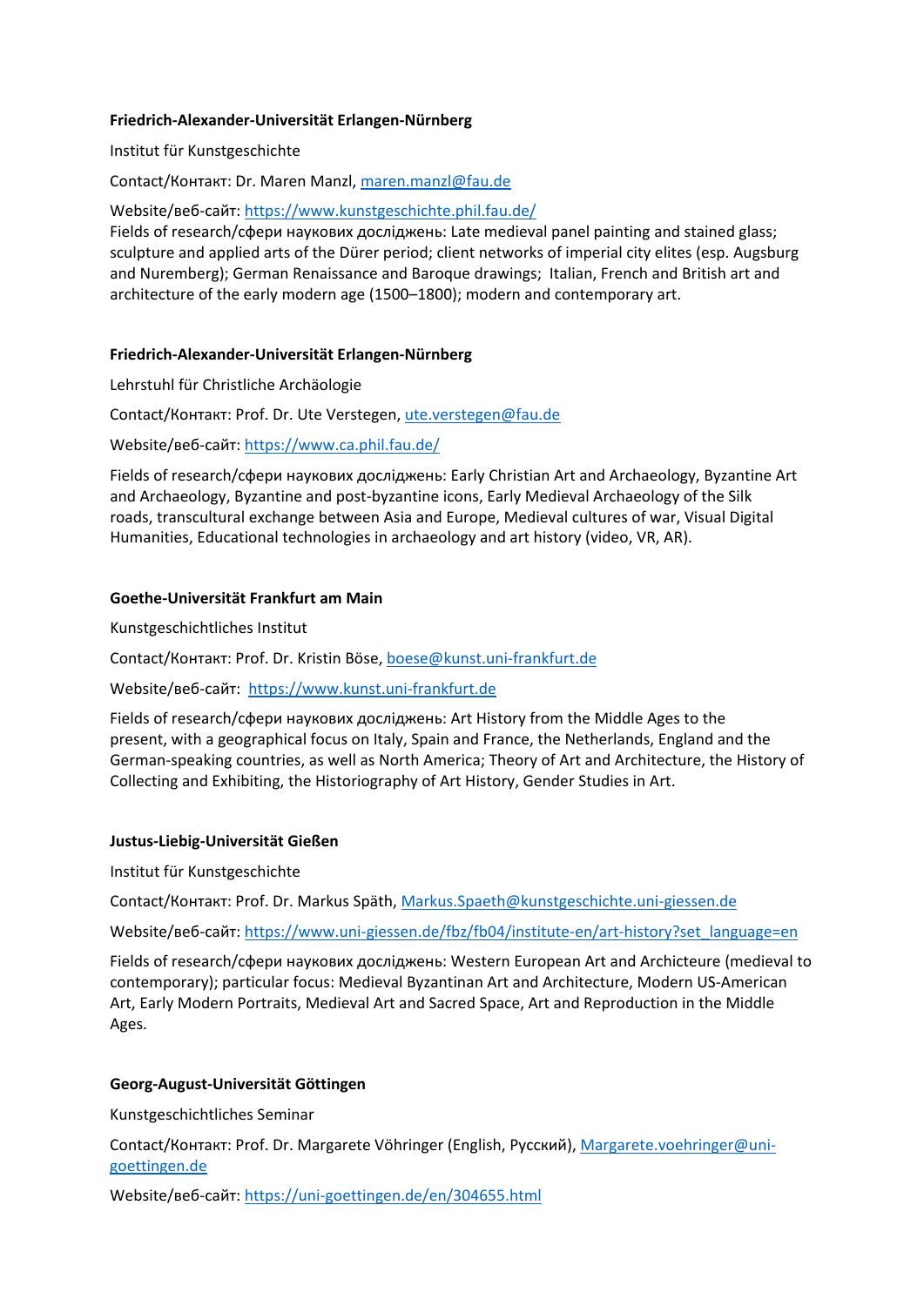**Friedrich-Alexander-Universität Erlangen-Nürnberg**

Institut für Kunstgeschichte

Contact/Контакт: Dr. Maren Manzl, maren.manzl@fau.de

Website/веб-сайт: https://www.kunstgeschichte.phil.fau.de/
Fields of research/сфери наукових досліджень: Late medieval panel painting and stained glass; sculpture and applied arts of the Dürer period; client networks of imperial city elites (esp. Augsburg and Nuremberg); German Renaissance and Baroque drawings; Italian, French and British art and architecture of the early modern age (1500–1800); modern and contemporary art.

**Friedrich-Alexander-Universität Erlangen-Nürnberg**

Lehrstuhl für Christliche Archäologie

Contact/Контакт: Prof. Dr. Ute Verstegen, ute.verstegen@fau.de

Website/веб-сайт: https://www.ca.phil.fau.de/

Fields of research/сфери наукових досліджень: Early Christian Art and Archaeology, Byzantine Art and Archaeology, Byzantine and post-byzantine icons, Early Medieval Archaeology of the Silk roads, transcultural exchange between Asia and Europe, Medieval cultures of war, Visual Digital Humanities, Educational technologies in archaeology and art history (video, VR, AR).

**Goethe-Universität Frankfurt am Main**

Kunstgeschichtliches Institut

Contact/Контакт: Prof. Dr. Kristin Böse, boese@kunst.uni-frankfurt.de

Website/веб-сайт: https://www.kunst.uni-frankfurt.de

Fields of research/сфери наукових досліджень: Art History from the Middle Ages to the present, with a geographical focus on Italy, Spain and France, the Netherlands, England and the German-speaking countries, as well as North America; Theory of Art and Architecture, the History of Collecting and Exhibiting, the Historiography of Art History, Gender Studies in Art.

**Justus-Liebig-Universität Gießen**

Institut für Kunstgeschichte

Contact/Контакт: Prof. Dr. Markus Späth, Markus.Spaeth@kunstgeschichte.uni-giessen.de

Website/веб-сайт: https://www.uni-giessen.de/fbz/fb04/institute-en/art-history?set_language=en

Fields of research/сфери наукових досліджень: Western European Art and Archicteure (medieval to contemporary); particular focus: Medieval Byzantinan Art and Architecture, Modern US-American Art, Early Modern Portraits, Medieval Art and Sacred Space, Art and Reproduction in the Middle Ages.

**Georg-August-Universität Göttingen**

Kunstgeschichtliches Seminar

Contact/Контакт: Prof. Dr. Margarete Vöhringer (English, Русский), Margarete.voehringer@uni-goettingen.de

Website/веб-сайт: https://uni-goettingen.de/en/304655.html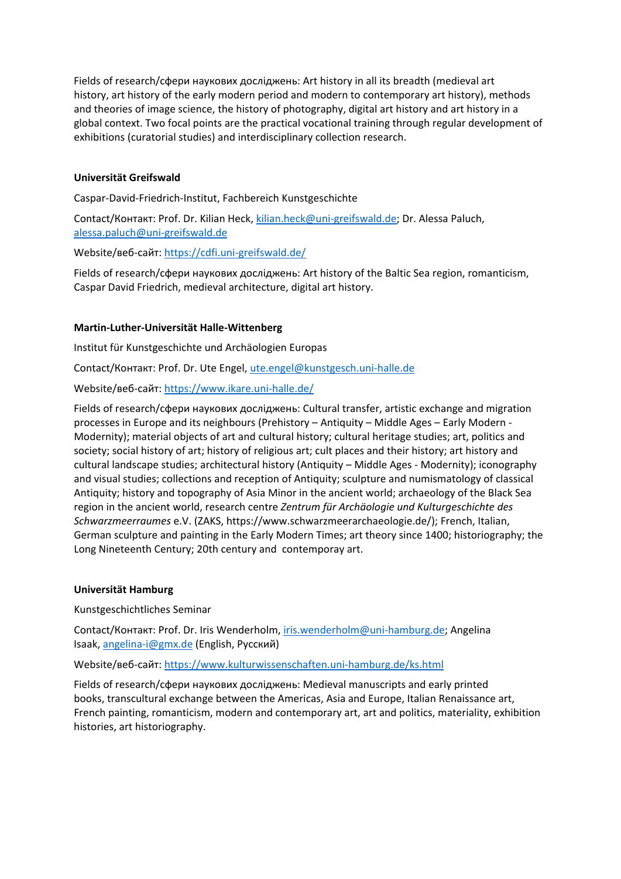Fields of research/сфери наукових досліджень: Art history in all its breadth (medieval art history, art history of the early modern period and modern to contemporary art history), methods and theories of image science, the history of photography, digital art history and art history in a global context. Two focal points are the practical vocational training through regular development of exhibitions (curatorial studies) and interdisciplinary collection research.

**Universität Greifswald**

Caspar-David-Friedrich-Institut, Fachbereich Kunstgeschichte

Contact/Контакт: Prof. Dr. Kilian Heck, kilian.heck@uni-greifswald.de; Dr. Alessa Paluch, alessa.paluch@uni-greifswald.de

Website/веб-сайт: https://cdfi.uni-greifswald.de/

Fields of research/сфери наукових досліджень: Art history of the Baltic Sea region, romanticism, Caspar David Friedrich, medieval architecture, digital art history.

**Martin-Luther-Universität Halle-Wittenberg**

Institut für Kunstgeschichte und Archäologien Europas

Contact/Контакт: Prof. Dr. Ute Engel, ute.engel@kunstgesch.uni-halle.de

Website/веб-сайт: https://www.ikare.uni-halle.de/

Fields of research/сфери наукових досліджень: Cultural transfer, artistic exchange and migration processes in Europe and its neighbours (Prehistory – Antiquity – Middle Ages – Early Modern - Modernity); material objects of art and cultural history; cultural heritage studies; art, politics and society; social history of art; history of religious art; cult places and their history; art history and cultural landscape studies; architectural history (Antiquity – Middle Ages - Modernity); iconography and visual studies; collections and reception of Antiquity; sculpture and numismatology of classical Antiquity; history and topography of Asia Minor in the ancient world; archaeology of the Black Sea region in the ancient world, research centre *Zentrum für Archäologie und Kulturgeschichte des Schwarzmeerraumes* e.V. (ZAKS, https://www.schwarzmeerarchaeologie.de/); French, Italian, German sculpture and painting in the Early Modern Times; art theory since 1400; historiography; the Long Nineteenth Century; 20th century and contemporay art.

**Universität Hamburg**

Kunstgeschichtliches Seminar

Contact/Контакт: Prof. Dr. Iris Wenderholm, iris.wenderholm@uni-hamburg.de; Angelina Isaak, angelina-i@gmx.de (English, Русский)

Website/веб-сайт: https://www.kulturwissenschaften.uni-hamburg.de/ks.html

Fields of research/сфери наукових досліджень: Medieval manuscripts and early printed books, transcultural exchange between the Americas, Asia and Europe, Italian Renaissance art, French painting, romanticism, modern and contemporary art, art and politics, materiality, exhibition histories, art historiography.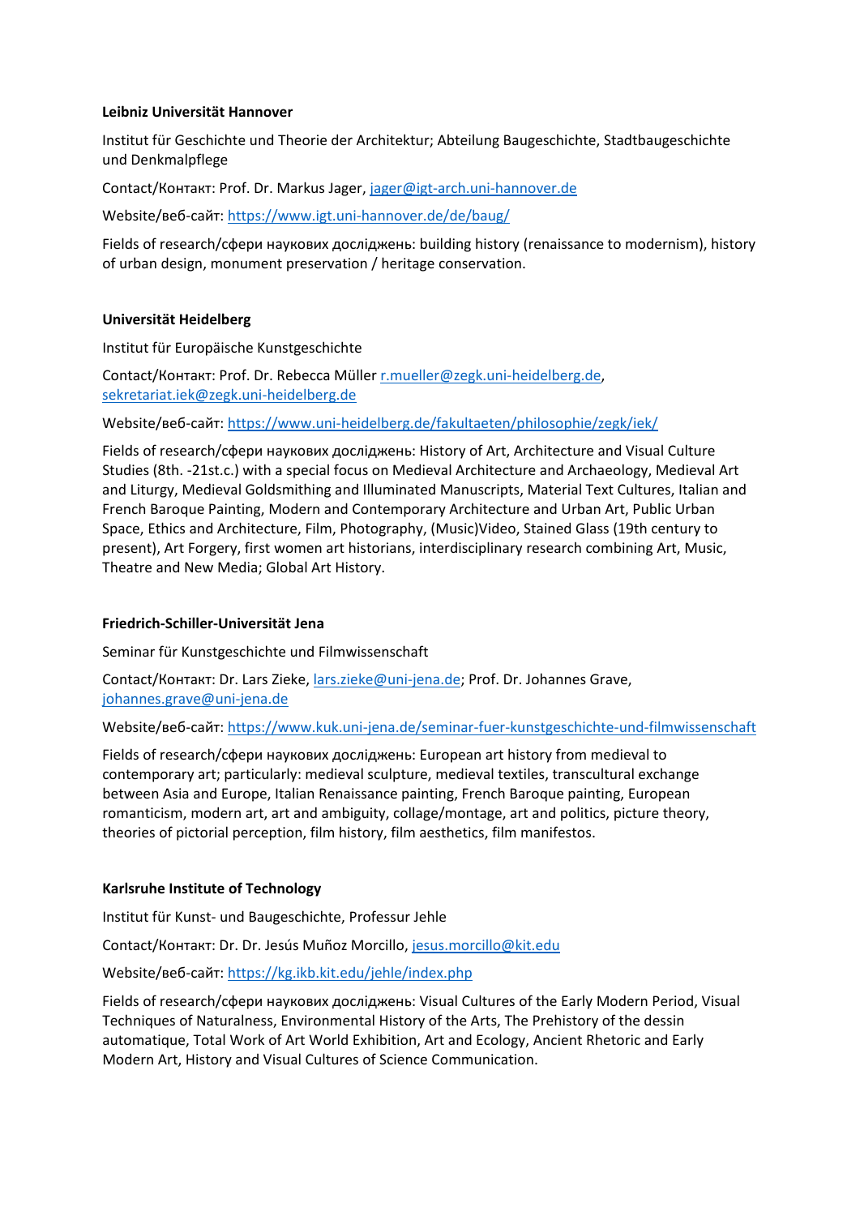**Leibniz Universität Hannover**

Institut für Geschichte und Theorie der Architektur; Abteilung Baugeschichte, Stadtbaugeschichte und Denkmalpflege

Contact/Контакт: Prof. Dr. Markus Jager, jager@igt-arch.uni-hannover.de

Website/веб-сайт: https://www.igt.uni-hannover.de/de/baug/

Fields of research/сфери наукових досліджень: building history (renaissance to modernism), history of urban design, monument preservation / heritage conservation.

**Universität Heidelberg**

Institut für Europäische Kunstgeschichte

Contact/Контакт: Prof. Dr. Rebecca Müller r.mueller@zegk.uni-heidelberg.de, sekretariat.iek@zegk.uni-heidelberg.de

Website/веб-сайт: https://www.uni-heidelberg.de/fakultaeten/philosophie/zegk/iek/

Fields of research/сфери наукових досліджень: History of Art, Architecture and Visual Culture Studies (8th. -21st.c.) with a special focus on Medieval Architecture and Archaeology, Medieval Art and Liturgy, Medieval Goldsmithing and Illuminated Manuscripts, Material Text Cultures, Italian and French Baroque Painting, Modern and Contemporary Architecture and Urban Art, Public Urban Space, Ethics and Architecture, Film, Photography, (Music)Video, Stained Glass (19th century to present), Art Forgery, first women art historians, interdisciplinary research combining Art, Music, Theatre and New Media; Global Art History.

**Friedrich-Schiller-Universität Jena**

Seminar für Kunstgeschichte und Filmwissenschaft

Contact/Контакт: Dr. Lars Zieke, lars.zieke@uni-jena.de; Prof. Dr. Johannes Grave, johannes.grave@uni-jena.de

Website/веб-сайт: https://www.kuk.uni-jena.de/seminar-fuer-kunstgeschichte-und-filmwissenschaft

Fields of research/сфери наукових досліджень: European art history from medieval to contemporary art; particularly: medieval sculpture, medieval textiles, transcultural exchange between Asia and Europe, Italian Renaissance painting, French Baroque painting, European romanticism, modern art, art and ambiguity, collage/montage, art and politics, picture theory, theories of pictorial perception, film history, film aesthetics, film manifestos.

**Karlsruhe Institute of Technology**

Institut für Kunst- und Baugeschichte, Professur Jehle

Contact/Контакт: Dr. Dr. Jesús Muñoz Morcillo, jesus.morcillo@kit.edu

Website/веб-сайт: https://kg.ikb.kit.edu/jehle/index.php

Fields of research/сфери наукових досліджень: Visual Cultures of the Early Modern Period, Visual Techniques of Naturalness, Environmental History of the Arts, The Prehistory of the dessin automatique, Total Work of Art World Exhibition, Art and Ecology, Ancient Rhetoric and Early Modern Art, History and Visual Cultures of Science Communication.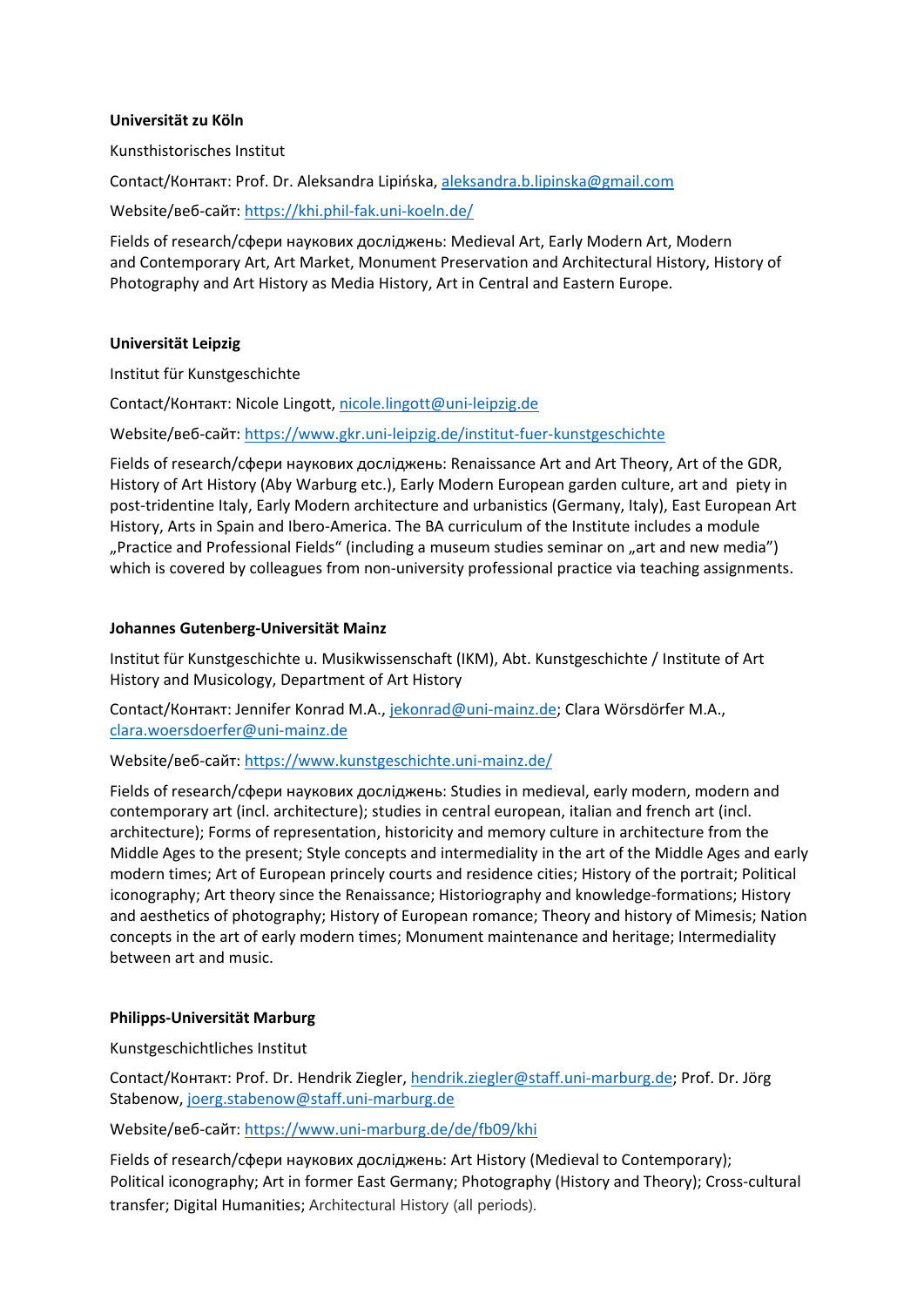**Universität zu Köln**

Kunsthistorisches Institut

Contact/Контакт: Prof. Dr. Aleksandra Lipińska, aleksandra.b.lipinska@gmail.com

Website/веб-сайт: https://khi.phil-fak.uni-koeln.de/

Fields of research/сфери наукових досліджень: Medieval Art, Early Modern Art, Modern and Contemporary Art, Art Market, Monument Preservation and Architectural History, History of Photography and Art History as Media History, Art in Central and Eastern Europe.

**Universität Leipzig**

Institut für Kunstgeschichte

Contact/Контакт: Nicole Lingott, nicole.lingott@uni-leipzig.de

Website/веб-сайт: https://www.gkr.uni-leipzig.de/institut-fuer-kunstgeschichte

Fields of research/сфери наукових досліджень: Renaissance Art and Art Theory, Art of the GDR, History of Art History (Aby Warburg etc.), Early Modern European garden culture, art and piety in post-tridentine Italy, Early Modern architecture and urbanistics (Germany, Italy), East European Art History, Arts in Spain and Ibero-America. The BA curriculum of the Institute includes a module „Practice and Professional Fields“ (including a museum studies seminar on „art and new media”) which is covered by colleagues from non-university professional practice via teaching assignments.

**Johannes Gutenberg-Universität Mainz**

Institut für Kunstgeschichte u. Musikwissenschaft (IKM), Abt. Kunstgeschichte / Institute of Art History and Musicology, Department of Art History

Contact/Контакт: Jennifer Konrad M.A., jekonrad@uni-mainz.de; Clara Wörsdörfer M.A., clara.woersdoerfer@uni-mainz.de

Website/веб-сайт: https://www.kunstgeschichte.uni-mainz.de/

Fields of research/сфери наукових досліджень: Studies in medieval, early modern, modern and contemporary art (incl. architecture); studies in central european, italian and french art (incl. architecture); Forms of representation, historicity and memory culture in architecture from the Middle Ages to the present; Style concepts and intermediality in the art of the Middle Ages and early modern times; Art of European princely courts and residence cities; History of the portrait; Political iconography; Art theory since the Renaissance; Historiography and knowledge-formations; History and aesthetics of photography; History of European romance; Theory and history of Mimesis; Nation concepts in the art of early modern times; Monument maintenance and heritage; Intermediality between art and music.

**Philipps-Universität Marburg**

Kunstgeschichtliches Institut

Contact/Контакт: Prof. Dr. Hendrik Ziegler, hendrik.ziegler@staff.uni-marburg.de; Prof. Dr. Jörg Stabenow, joerg.stabenow@staff.uni-marburg.de

Website/веб-сайт: https://www.uni-marburg.de/de/fb09/khi

Fields of research/сфери наукових досліджень: Art History (Medieval to Contemporary); Political iconography; Art in former East Germany; Photography (History and Theory); Cross-cultural transfer; Digital Humanities; Architectural History (all periods).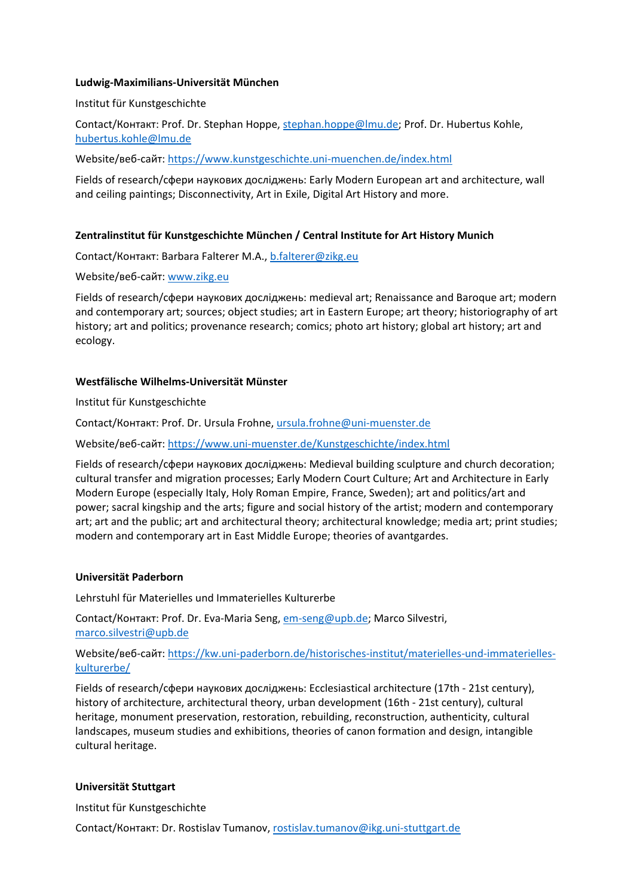**Ludwig-Maximilians-Universität München**

Institut für Kunstgeschichte

Contact/Контакт: Prof. Dr. Stephan Hoppe, stephan.hoppe@lmu.de; Prof. Dr. Hubertus Kohle, hubertus.kohle@lmu.de

Website/веб-сайт: https://www.kunstgeschichte.uni-muenchen.de/index.html

Fields of research/сфери наукових досліджень: Early Modern European art and architecture, wall and ceiling paintings; Disconnectivity, Art in Exile, Digital Art History and more.

**Zentralinstitut für Kunstgeschichte München / Central Institute for Art History Munich**

Contact/Контакт: Barbara Falterer M.A., b.falterer@zikg.eu

Website/веб-сайт: www.zikg.eu

Fields of research/сфери наукових досліджень: medieval art; Renaissance and Baroque art; modern and contemporary art; sources; object studies; art in Eastern Europe; art theory; historiography of art history; art and politics; provenance research; comics; photo art history; global art history; art and ecology.

**Westfälische Wilhelms-Universität Münster**

Institut für Kunstgeschichte

Contact/Контакт: Prof. Dr. Ursula Frohne, ursula.frohne@uni-muenster.de

Website/веб-сайт: https://www.uni-muenster.de/Kunstgeschichte/index.html

Fields of research/сфери наукових досліджень: Medieval building sculpture and church decoration; cultural transfer and migration processes; Early Modern Court Culture; Art and Architecture in Early Modern Europe (especially Italy, Holy Roman Empire, France, Sweden); art and politics/art and power; sacral kingship and the arts; figure and social history of the artist; modern and contemporary art; art and the public; art and architectural theory; architectural knowledge; media art; print studies; modern and contemporary art in East Middle Europe; theories of avantgardes.

**Universität Paderborn**

Lehrstuhl für Materielles und Immaterielles Kulturerbe

Contact/Контакт: Prof. Dr. Eva-Maria Seng, em-seng@upb.de; Marco Silvestri, marco.silvestri@upb.de

Website/веб-сайт: https://kw.uni-paderborn.de/historisches-institut/materielles-und-immaterielles-kulturerbe/

Fields of research/сфери наукових досліджень: Ecclesiastical architecture (17th - 21st century), history of architecture, architectural theory, urban development (16th - 21st century), cultural heritage, monument preservation, restoration, rebuilding, reconstruction, authenticity, cultural landscapes, museum studies and exhibitions, theories of canon formation and design, intangible cultural heritage.

**Universität Stuttgart**

Institut für Kunstgeschichte

Contact/Контакт: Dr. Rostislav Tumanov, rostislav.tumanov@ikg.uni-stuttgart.de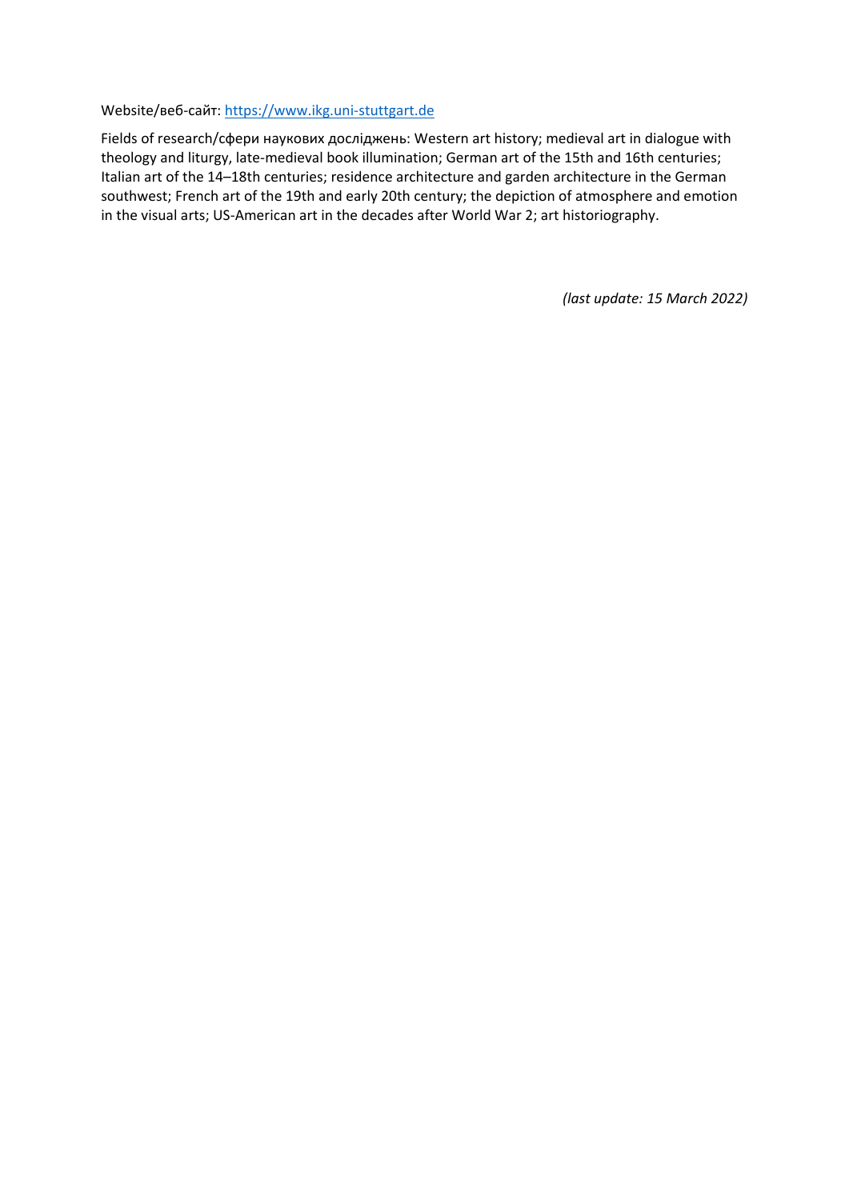Website/веб-сайт: https://www.ikg.uni-stuttgart.de

Fields of research/сфери наукових досліджень: Western art history; medieval art in dialogue with theology and liturgy, late-medieval book illumination; German art of the 15th and 16th centuries; Italian art of the 14–18th centuries; residence architecture and garden architecture in the German southwest; French art of the 19th and early 20th century; the depiction of atmosphere and emotion in the visual arts; US-American art in the decades after World War 2; art historiography.

*(last update: 15 March 2022)*